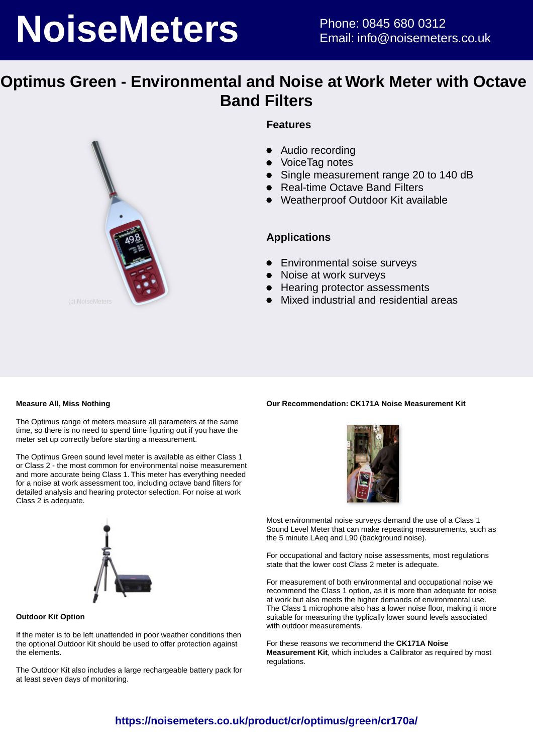# NoiseMeters

Phone: 0845 680 0312
Email: info@noisemeters.co.uk

## Optimus Green - Environmental and Noise at Work Meter with Octave Band Filters

### Features

- Audio recording
- VoiceTag notes
- Single measurement range 20 to 140 dB
- Real-time Octave Band Filters
- Weatherproof Outdoor Kit available

### Applications

- Environmental soise surveys
- Noise at work surveys
- Hearing protector assessments
- Mixed industrial and residential areas

**Measure All, Miss Nothing**

The Optimus range of meters measure all parameters at the same time, so there is no need to spend time figuring out if you have the meter set up correctly before starting a measurement.

The Optimus Green sound level meter is available as either Class 1 or Class 2 - the most common for environmental noise measurement and more accurate being Class 1. This meter has everything needed for a noise at work assessment too, including octave band filters for detailed analysis and hearing protector selection. For noise at work Class 2 is adequate.

**Outdoor Kit Option**

If the meter is to be left unattended in poor weather conditions then the optional Outdoor Kit should be used to offer protection against the elements.

The Outdoor Kit also includes a large rechargeable battery pack for at least seven days of monitoring.

**Our Recommendation: CK171A Noise Measurement Kit**

Most environmental noise surveys demand the use of a Class 1 Sound Level Meter that can make repeating measurements, such as the 5 minute LAeq and L90 (background noise).

For occupational and factory noise assessments, most regulations state that the lower cost Class 2 meter is adequate.

For measurement of both environmental and occupational noise we recommend the Class 1 option, as it is more than adequate for noise at work but also meets the higher demands of environmental use. The Class 1 microphone also has a lower noise floor, making it more suitable for measuring the typically lower sound levels associated with outdoor measurements.

For these reasons we recommend the **CK171A Noise Measurement Kit**, which includes a Calibrator as required by most regulations.

**https://noisemeters.co.uk/product/cr/optimus/green/cr170a/**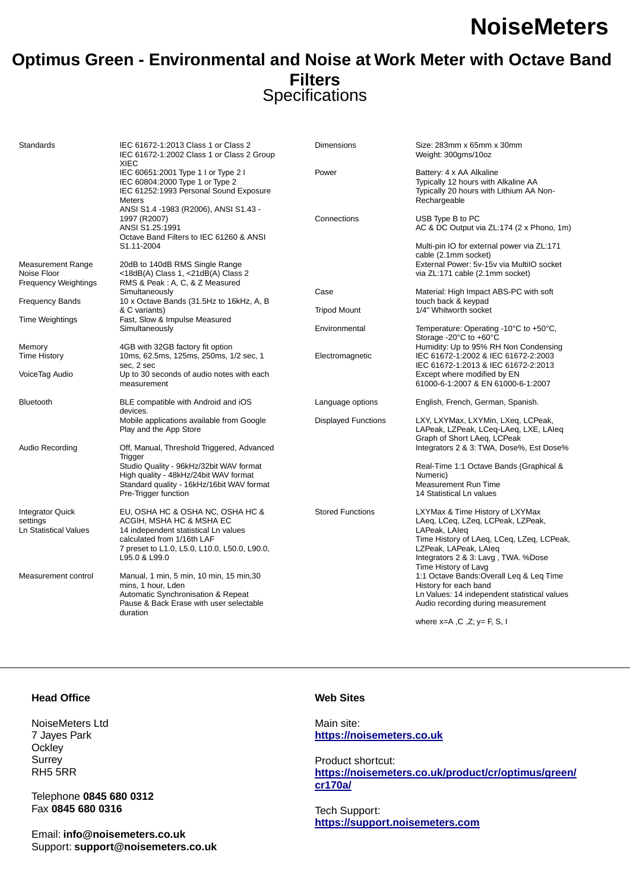# NoiseMeters

## Optimus Green - Environmental and Noise at Work Meter with Octave Band Filters

Specifications

| | |
|---|---|
| Standards | IEC 61672-1:2013 Class 1 or Class 2<br>IEC 61672-1:2002 Class 1 or Class 2 Group XIEC<br>IEC 60651:2001 Type 1 I or Type 2 I<br>IEC 60804:2000 Type 1 or Type 2<br>IEC 61252:1993 Personal Sound Exposure Meters<br>ANSI S1.4 -1983 (R2006), ANSI S1.43 - 1997 (R2007)<br>ANSI S1.25:1991<br>Octave Band Filters to IEC 61260 & ANSI S1.11-2004 |
| Measurement Range | 20dB to 140dB RMS Single Range |
| Noise Floor | <18dB(A) Class 1, <21dB(A) Class 2 |
| Frequency Weightings | RMS & Peak : A, C, & Z Measured Simultaneously |
| Frequency Bands | 10 x Octave Bands (31.5Hz to 16kHz, A, B & C variants) |
| Time Weightings | Fast, Slow & Impulse Measured Simultaneously |
| Memory | 4GB with 32GB factory fit option |
| Time History | 10ms, 62.5ms, 125ms, 250ms, 1/2 sec, 1 sec, 2 sec |
| VoiceTag Audio | Up to 30 seconds of audio notes with each measurement |
| Bluetooth | BLE compatible with Android and iOS devices.<br>Mobile applications available from Google Play and the App Store |
| Audio Recording | Off, Manual, Threshold Triggered, Advanced Trigger<br>Studio Quality - 96kHz/32bit WAV format<br>High quality - 48kHz/24bit WAV format<br>Standard quality - 16kHz/16bit WAV format<br>Pre-Trigger function |
| Integrator Quick settings | EU, OSHA HC & OSHA NC, OSHA HC & ACGIH, MSHA HC & MSHA EC |
| Ln Statistical Values | 14 independent statistical Ln values calculated from 1/16th LAF<br>7 preset to L1.0, L5.0, L10.0, L50.0, L90.0, L95.0 & L99.0 |
| Measurement control | Manual, 1 min, 5 min, 10 min, 15 min,30 mins, 1 hour, Lden<br>Automatic Synchronisation & Repeat<br>Pause & Back Erase with user selectable duration |
| Dimensions | Size: 283mm x 65mm x 30mm<br>Weight: 300gms/10oz |
| Power | Battery: 4 x AA Alkaline<br>Typically 12 hours with Alkaline AA<br>Typically 20 hours with Lithium AA Non-Rechargeable |
| Connections | USB Type B to PC<br>AC & DC Output via ZL:174 (2 x Phono, 1m)<br>Multi-pin IO for external power via ZL:171 cable (2.1mm socket)<br>External Power: 5v-15v via MultiIO socket via ZL:171 cable (2.1mm socket) |
| Case | Material: High Impact ABS-PC with soft touch back & keypad |
| Tripod Mount | 1/4" Whitworth socket |
| Environmental | Temperature: Operating -10°C to +50°C, Storage -20°C to +60°C<br>Humidity: Up to 95% RH Non Condensing |
| Electromagnetic | IEC 61672-1:2002 & IEC 61672-2:2003<br>IEC 61672-1:2013 & IEC 61672-2:2013<br>Except where modified by EN 61000-6-1:2007 & EN 61000-6-1:2007 |
| Language options | English, French, German, Spanish. |
| Displayed Functions | LXY, LXYMax, LXYMin, LXeq, LCPeak, LAPeak, LZPeak, LCeq-LAeq, LXE, LAIeq<br>Graph of Short LAeq, LCPeak<br>Integrators 2 & 3: TWA, Dose%, Est Dose%<br>Real-Time 1:1 Octave Bands (Graphical & Numeric)<br>Measurement Run Time<br>14 Statistical Ln values |
| Stored Functions | LXYMax & Time History of LXYMax<br>LAeq, LCeq, LZeq, LCPeak, LZPeak, LAPeak, LAIeq<br>Time History of LAeq, LCeq, LZeq, LCPeak, LZPeak, LAPeak, LAIeq<br>Integrators 2 & 3: Lavg , TWA. %Dose<br>Time History of Lavg<br>1:1 Octave Bands:Overall Leq & Leq Time History for each band<br>Ln Values: 14 independent statistical values<br>Audio recording during measurement<br>where x=A ,C ,Z; y= F, S, I |

### Head Office

NoiseMeters Ltd
7 Jayes Park
Ockley
Surrey
RH5 5RR

Telephone **0845 680 0312**
Fax **0845 680 0316**

Email: **info@noisemeters.co.uk**
Support: **support@noisemeters.co.uk**

### Web Sites

Main site:
**https://noisemeters.co.uk**

Product shortcut:
**https://noisemeters.co.uk/product/cr/optimus/green/cr170a/**

Tech Support:
**https://support.noisemeters.com**